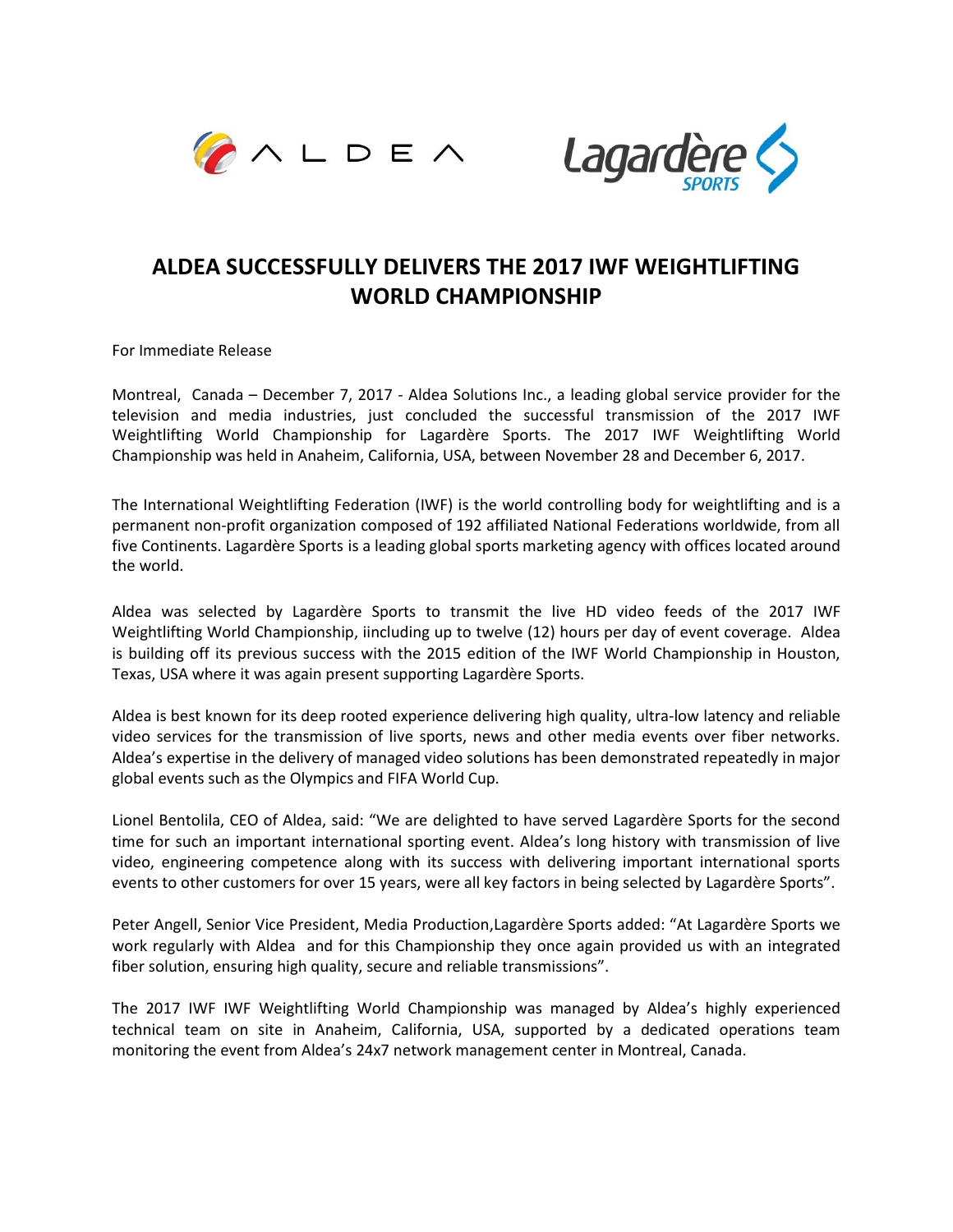# ALDEA SUCCESSFULLY DELIVERS THE 2017 IWF WEIGHTLIFTING WORLD CHAMPIONSHIP

For Immediate Release

Montreal, Canada – December 7, 2017 - Aldea Solutions Inc., a leading global service provider for the television and media industries, just concluded the successful transmission of the 2017 IWF Weightlifting World Championship for Lagardère Sports. The 2017 IWF Weightlifting World Championship was held in Anaheim, California, USA, between November 28 and December 6, 2017.

The International Weightlifting Federation (IWF) is the world controlling body for weightlifting and is a permanent non-profit organization composed of 192 affiliated National Federations worldwide, from all five Continents. Lagardère Sports is a leading global sports marketing agency with offices located around the world.

Aldea was selected by Lagardère Sports to transmit the live HD video feeds of the 2017 IWF Weightlifting World Championship, iincluding up to twelve (12) hours per day of event coverage. Aldea is building off its previous success with the 2015 edition of the IWF World Championship in Houston, Texas, USA where it was again present supporting Lagardère Sports.

Aldea is best known for its deep rooted experience delivering high quality, ultra-low latency and reliable video services for the transmission of live sports, news and other media events over fiber networks. Aldea's expertise in the delivery of managed video solutions has been demonstrated repeatedly in major global events such as the Olympics and FIFA World Cup.

Lionel Bentolila, CEO of Aldea, said: "We are delighted to have served Lagardère Sports for the second time for such an important international sporting event. Aldea's long history with transmission of live video, engineering competence along with its success with delivering important international sports events to other customers for over 15 years, were all key factors in being selected by Lagardère Sports".

Peter Angell, Senior Vice President, Media Production,Lagardère Sports added: "At Lagardère Sports we work regularly with Aldea and for this Championship they once again provided us with an integrated fiber solution, ensuring high quality, secure and reliable transmissions".

The 2017 IWF IWF Weightlifting World Championship was managed by Aldea's highly experienced technical team on site in Anaheim, California, USA, supported by a dedicated operations team monitoring the event from Aldea's 24x7 network management center in Montreal, Canada.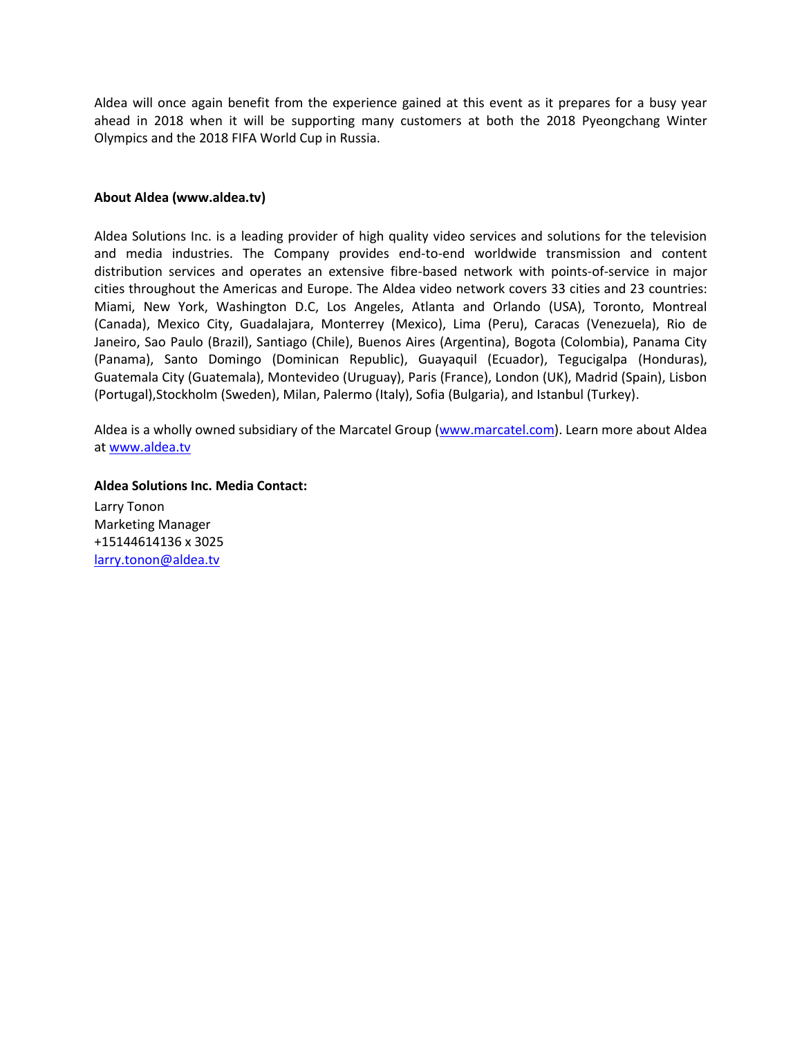Aldea will once again benefit from the experience gained at this event as it prepares for a busy year ahead in 2018 when it will be supporting many customers at both the 2018 Pyeongchang Winter Olympics and the 2018 FIFA World Cup in Russia.

**About Aldea (www.aldea.tv)**

Aldea Solutions Inc. is a leading provider of high quality video services and solutions for the television and media industries. The Company provides end-to-end worldwide transmission and content distribution services and operates an extensive fibre-based network with points-of-service in major cities throughout the Americas and Europe. The Aldea video network covers 33 cities and 23 countries: Miami, New York, Washington D.C, Los Angeles, Atlanta and Orlando (USA), Toronto, Montreal (Canada), Mexico City, Guadalajara, Monterrey (Mexico), Lima (Peru), Caracas (Venezuela), Rio de Janeiro, Sao Paulo (Brazil), Santiago (Chile), Buenos Aires (Argentina), Bogota (Colombia), Panama City (Panama), Santo Domingo (Dominican Republic), Guayaquil (Ecuador), Tegucigalpa (Honduras), Guatemala City (Guatemala), Montevideo (Uruguay), Paris (France), London (UK), Madrid (Spain), Lisbon (Portugal),Stockholm (Sweden), Milan, Palermo (Italy), Sofia (Bulgaria), and Istanbul (Turkey).

Aldea is a wholly owned subsidiary of the Marcatel Group (www.marcatel.com). Learn more about Aldea at www.aldea.tv

**Aldea Solutions Inc. Media Contact:**

Larry Tonon
Marketing Manager
+15144614136 x 3025
larry.tonon@aldea.tv